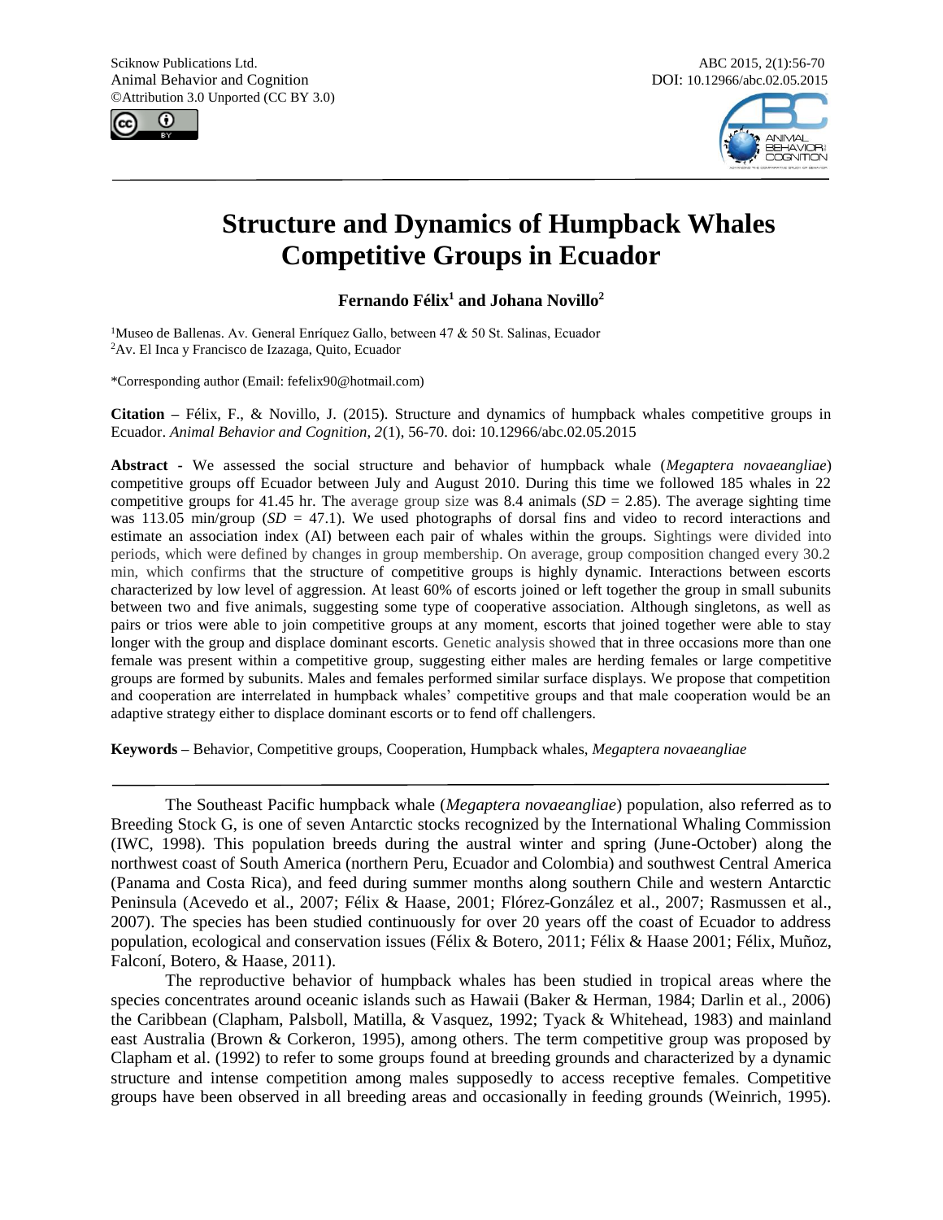Sciknow Publications Ltd.
Animal Behavior and Cognition
©Attribution 3.0 Unported (CC BY 3.0)

ABC 2015, 2(1):56-70
DOI: 10.12966/abc.02.05.2015

# Structure and Dynamics of Humpback Whales Competitive Groups in Ecuador

**Fernando Félix[1] and Johana Novillo[2]**

[1]Museo de Ballenas. Av. General Enríquez Gallo, between 47 & 50 St. Salinas, Ecuador
[2]Av. El Inca y Francisco de Izazaga, Quito, Ecuador

*Corresponding author (Email: fefelix90@hotmail.com)

**Citation –** Félix, F., & Novillo, J. (2015). Structure and dynamics of humpback whales competitive groups in Ecuador. *Animal Behavior and Cognition, 2*(1), 56-70. doi: 10.12966/abc.02.05.2015

**Abstract -** We assessed the social structure and behavior of humpback whale (*Megaptera novaeangliae*) competitive groups off Ecuador between July and August 2010. During this time we followed 185 whales in 22 competitive groups for 41.45 hr. The average group size was 8.4 animals (*SD* = 2.85). The average sighting time was 113.05 min/group (*SD* = 47.1). We used photographs of dorsal fins and video to record interactions and estimate an association index (AI) between each pair of whales within the groups. Sightings were divided into periods, which were defined by changes in group membership. On average, group composition changed every 30.2 min, which confirms that the structure of competitive groups is highly dynamic. Interactions between escorts characterized by low level of aggression. At least 60% of escorts joined or left together the group in small subunits between two and five animals, suggesting some type of cooperative association. Although singletons, as well as pairs or trios were able to join competitive groups at any moment, escorts that joined together were able to stay longer with the group and displace dominant escorts. Genetic analysis showed that in three occasions more than one female was present within a competitive group, suggesting either males are herding females or large competitive groups are formed by subunits. Males and females performed similar surface displays. We propose that competition and cooperation are interrelated in humpback whales' competitive groups and that male cooperation would be an adaptive strategy either to displace dominant escorts or to fend off challengers.

**Keywords –** Behavior, Competitive groups, Cooperation, Humpback whales, *Megaptera novaeangliae*

The Southeast Pacific humpback whale (*Megaptera novaeangliae*) population, also referred as to Breeding Stock G, is one of seven Antarctic stocks recognized by the International Whaling Commission (IWC, 1998). This population breeds during the austral winter and spring (June-October) along the northwest coast of South America (northern Peru, Ecuador and Colombia) and southwest Central America (Panama and Costa Rica), and feed during summer months along southern Chile and western Antarctic Peninsula (Acevedo et al., 2007; Félix & Haase, 2001; Flórez-González et al., 2007; Rasmussen et al., 2007). The species has been studied continuously for over 20 years off the coast of Ecuador to address population, ecological and conservation issues (Félix & Botero, 2011; Félix & Haase 2001; Félix, Muñoz, Falconí, Botero, & Haase, 2011).

The reproductive behavior of humpback whales has been studied in tropical areas where the species concentrates around oceanic islands such as Hawaii (Baker & Herman, 1984; Darlin et al., 2006) the Caribbean (Clapham, Palsboll, Matilla, & Vasquez, 1992; Tyack & Whitehead, 1983) and mainland east Australia (Brown & Corkeron, 1995), among others. The term competitive group was proposed by Clapham et al. (1992) to refer to some groups found at breeding grounds and characterized by a dynamic structure and intense competition among males supposedly to access receptive females. Competitive groups have been observed in all breeding areas and occasionally in feeding grounds (Weinrich, 1995).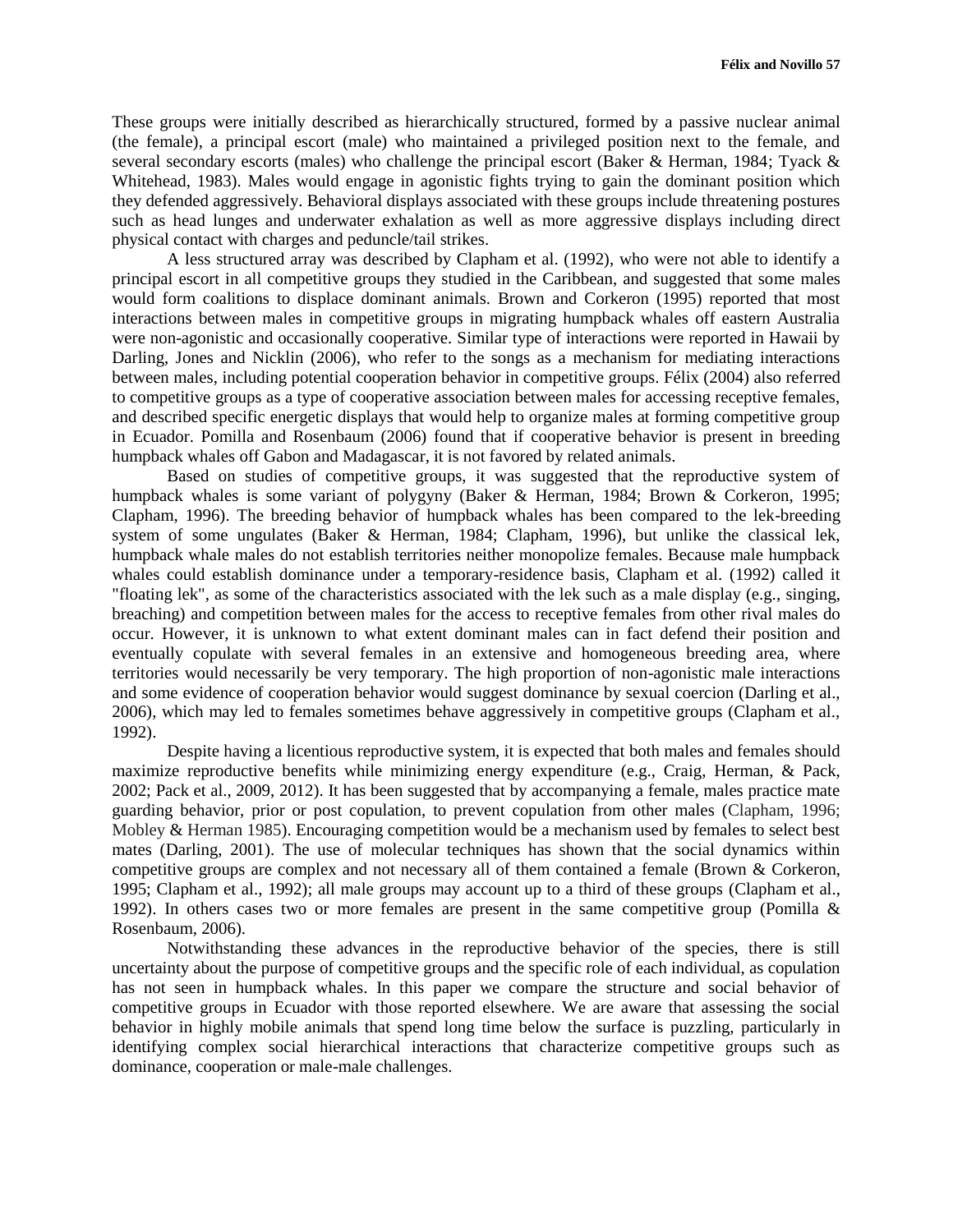These groups were initially described as hierarchically structured, formed by a passive nuclear animal (the female), a principal escort (male) who maintained a privileged position next to the female, and several secondary escorts (males) who challenge the principal escort (Baker & Herman, 1984; Tyack & Whitehead, 1983). Males would engage in agonistic fights trying to gain the dominant position which they defended aggressively. Behavioral displays associated with these groups include threatening postures such as head lunges and underwater exhalation as well as more aggressive displays including direct physical contact with charges and peduncle/tail strikes.

A less structured array was described by Clapham et al. (1992), who were not able to identify a principal escort in all competitive groups they studied in the Caribbean, and suggested that some males would form coalitions to displace dominant animals. Brown and Corkeron (1995) reported that most interactions between males in competitive groups in migrating humpback whales off eastern Australia were non-agonistic and occasionally cooperative. Similar type of interactions were reported in Hawaii by Darling, Jones and Nicklin (2006), who refer to the songs as a mechanism for mediating interactions between males, including potential cooperation behavior in competitive groups. Félix (2004) also referred to competitive groups as a type of cooperative association between males for accessing receptive females, and described specific energetic displays that would help to organize males at forming competitive group in Ecuador. Pomilla and Rosenbaum (2006) found that if cooperative behavior is present in breeding humpback whales off Gabon and Madagascar, it is not favored by related animals.

Based on studies of competitive groups, it was suggested that the reproductive system of humpback whales is some variant of polygyny (Baker & Herman, 1984; Brown & Corkeron, 1995; Clapham, 1996). The breeding behavior of humpback whales has been compared to the lek-breeding system of some ungulates (Baker & Herman, 1984; Clapham, 1996), but unlike the classical lek, humpback whale males do not establish territories neither monopolize females. Because male humpback whales could establish dominance under a temporary-residence basis, Clapham et al. (1992) called it "floating lek", as some of the characteristics associated with the lek such as a male display (e.g., singing, breaching) and competition between males for the access to receptive females from other rival males do occur. However, it is unknown to what extent dominant males can in fact defend their position and eventually copulate with several females in an extensive and homogeneous breeding area, where territories would necessarily be very temporary. The high proportion of non-agonistic male interactions and some evidence of cooperation behavior would suggest dominance by sexual coercion (Darling et al., 2006), which may led to females sometimes behave aggressively in competitive groups (Clapham et al., 1992).

Despite having a licentious reproductive system, it is expected that both males and females should maximize reproductive benefits while minimizing energy expenditure (e.g., Craig, Herman, & Pack, 2002; Pack et al., 2009, 2012). It has been suggested that by accompanying a female, males practice mate guarding behavior, prior or post copulation, to prevent copulation from other males (Clapham, 1996; Mobley & Herman 1985). Encouraging competition would be a mechanism used by females to select best mates (Darling, 2001). The use of molecular techniques has shown that the social dynamics within competitive groups are complex and not necessary all of them contained a female (Brown & Corkeron, 1995; Clapham et al., 1992); all male groups may account up to a third of these groups (Clapham et al., 1992). In others cases two or more females are present in the same competitive group (Pomilla & Rosenbaum, 2006).

Notwithstanding these advances in the reproductive behavior of the species, there is still uncertainty about the purpose of competitive groups and the specific role of each individual, as copulation has not seen in humpback whales. In this paper we compare the structure and social behavior of competitive groups in Ecuador with those reported elsewhere. We are aware that assessing the social behavior in highly mobile animals that spend long time below the surface is puzzling, particularly in identifying complex social hierarchical interactions that characterize competitive groups such as dominance, cooperation or male-male challenges.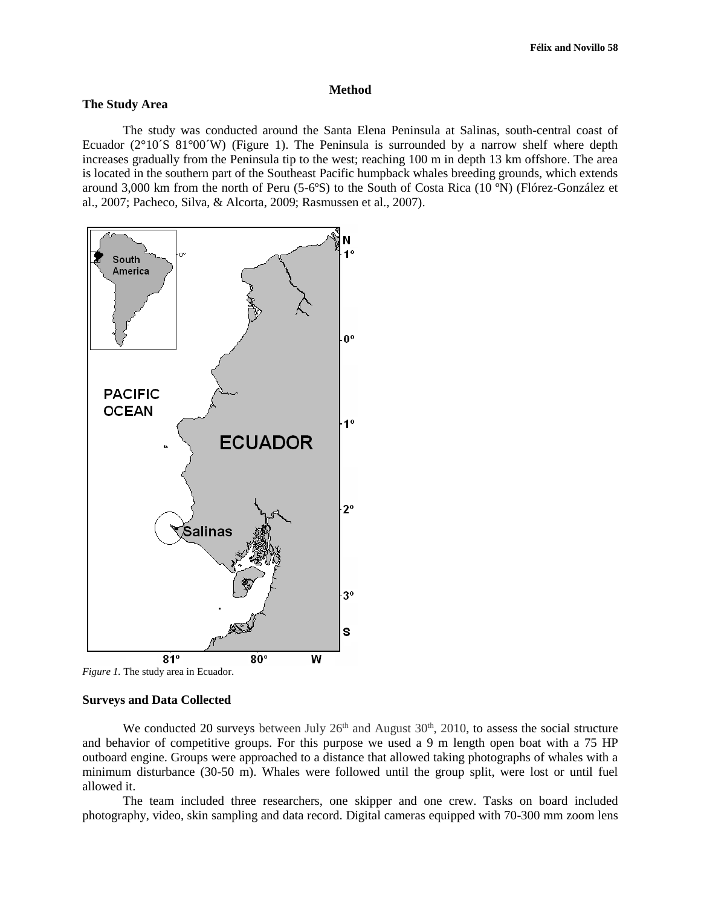## Method

### The Study Area

The study was conducted around the Santa Elena Peninsula at Salinas, south-central coast of Ecuador (2°10´S 81°00´W) (Figure 1). The Peninsula is surrounded by a narrow shelf where depth increases gradually from the Peninsula tip to the west; reaching 100 m in depth 13 km offshore. The area is located in the southern part of the Southeast Pacific humpback whales breeding grounds, which extends around 3,000 km from the north of Peru (5-6ºS) to the South of Costa Rica (10 ºN) (Flórez-González et al., 2007; Pacheco, Silva, & Alcorta, 2009; Rasmussen et al., 2007).

*Figure 1.* The study area in Ecuador.

### Surveys and Data Collected

We conducted 20 surveys between July 26th and August 30th, 2010, to assess the social structure and behavior of competitive groups. For this purpose we used a 9 m length open boat with a 75 HP outboard engine. Groups were approached to a distance that allowed taking photographs of whales with a minimum disturbance (30-50 m). Whales were followed until the group split, were lost or until fuel allowed it.

The team included three researchers, one skipper and one crew. Tasks on board included photography, video, skin sampling and data record. Digital cameras equipped with 70-300 mm zoom lens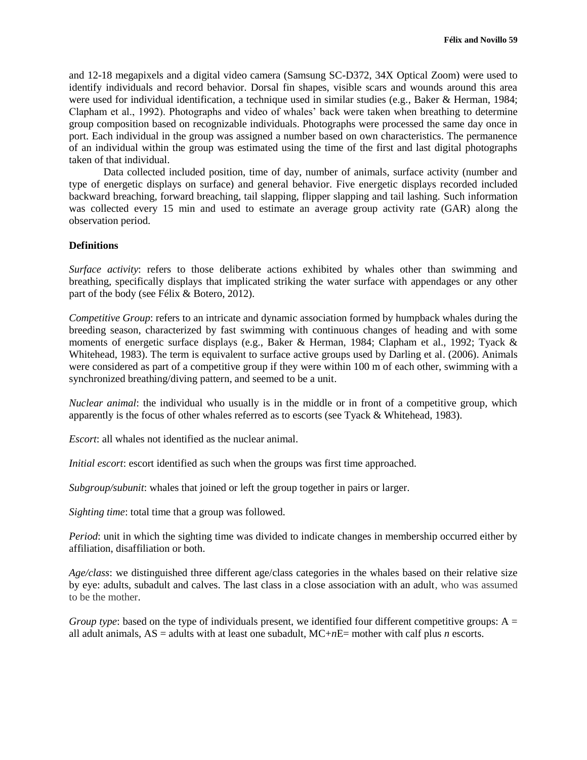and 12-18 megapixels and a digital video camera (Samsung SC-D372, 34X Optical Zoom) were used to identify individuals and record behavior. Dorsal fin shapes, visible scars and wounds around this area were used for individual identification, a technique used in similar studies (e.g., Baker & Herman, 1984; Clapham et al., 1992). Photographs and video of whales' back were taken when breathing to determine group composition based on recognizable individuals. Photographs were processed the same day once in port. Each individual in the group was assigned a number based on own characteristics. The permanence of an individual within the group was estimated using the time of the first and last digital photographs taken of that individual.

Data collected included position, time of day, number of animals, surface activity (number and type of energetic displays on surface) and general behavior. Five energetic displays recorded included backward breaching, forward breaching, tail slapping, flipper slapping and tail lashing. Such information was collected every 15 min and used to estimate an average group activity rate (GAR) along the observation period.

**Definitions**

*Surface activity*: refers to those deliberate actions exhibited by whales other than swimming and breathing, specifically displays that implicated striking the water surface with appendages or any other part of the body (see Félix & Botero, 2012).

*Competitive Group*: refers to an intricate and dynamic association formed by humpback whales during the breeding season, characterized by fast swimming with continuous changes of heading and with some moments of energetic surface displays (e.g., Baker & Herman, 1984; Clapham et al., 1992; Tyack & Whitehead, 1983). The term is equivalent to surface active groups used by Darling et al. (2006). Animals were considered as part of a competitive group if they were within 100 m of each other, swimming with a synchronized breathing/diving pattern, and seemed to be a unit.

*Nuclear animal*: the individual who usually is in the middle or in front of a competitive group, which apparently is the focus of other whales referred as to escorts (see Tyack & Whitehead, 1983).

*Escort*: all whales not identified as the nuclear animal.

*Initial escort*: escort identified as such when the groups was first time approached.

*Subgroup/subunit*: whales that joined or left the group together in pairs or larger.

*Sighting time*: total time that a group was followed.

*Period*: unit in which the sighting time was divided to indicate changes in membership occurred either by affiliation, disaffiliation or both.

*Age/class*: we distinguished three different age/class categories in the whales based on their relative size by eye: adults, subadult and calves. The last class in a close association with an adult, who was assumed to be the mother.

*Group type*: based on the type of individuals present, we identified four different competitive groups: A = all adult animals, AS = adults with at least one subadult, MC+*n*E= mother with calf plus *n* escorts.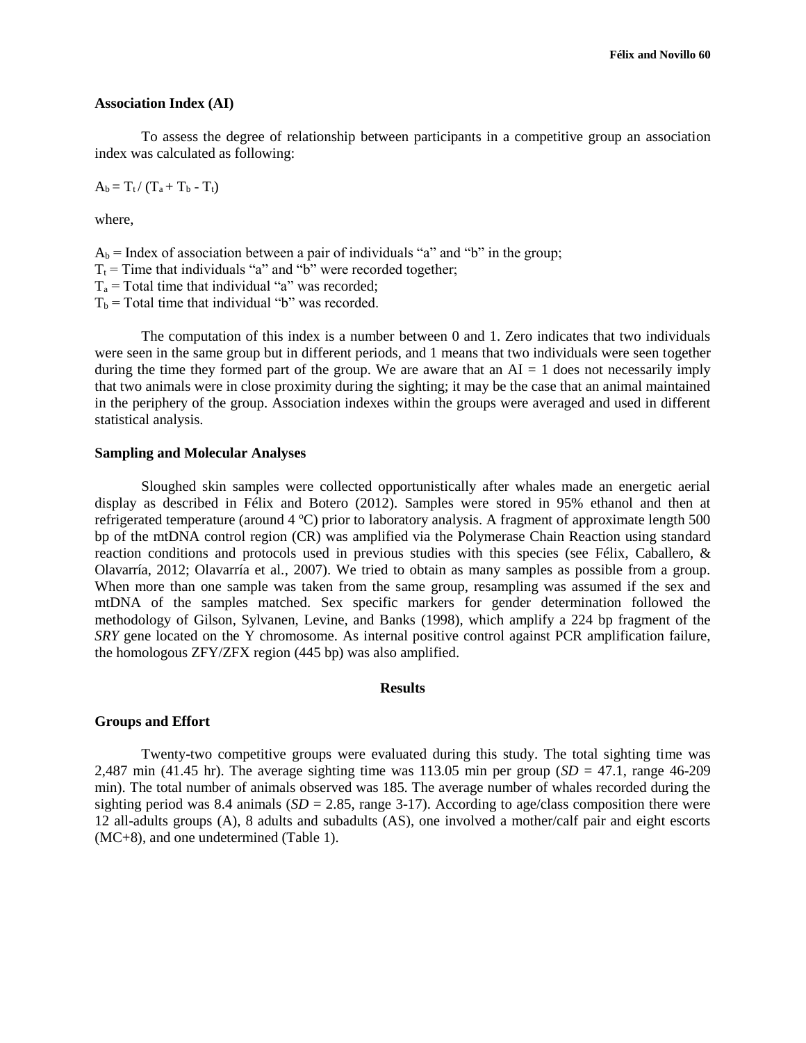### Association Index (AI)

To assess the degree of relationship between participants in a competitive group an association index was calculated as following:

$A_b = T_t / (T_a + T_b - T_t)$

where,

$A_b$ = Index of association between a pair of individuals "a" and "b" in the group;
$T_t$ = Time that individuals "a" and "b" were recorded together;
$T_a$ = Total time that individual "a" was recorded;
$T_b$ = Total time that individual "b" was recorded.

The computation of this index is a number between 0 and 1. Zero indicates that two individuals were seen in the same group but in different periods, and 1 means that two individuals were seen together during the time they formed part of the group. We are aware that an AI = 1 does not necessarily imply that two animals were in close proximity during the sighting; it may be the case that an animal maintained in the periphery of the group. Association indexes within the groups were averaged and used in different statistical analysis.

### Sampling and Molecular Analyses

Sloughed skin samples were collected opportunistically after whales made an energetic aerial display as described in Félix and Botero (2012). Samples were stored in 95% ethanol and then at refrigerated temperature (around 4 ºC) prior to laboratory analysis. A fragment of approximate length 500 bp of the mtDNA control region (CR) was amplified via the Polymerase Chain Reaction using standard reaction conditions and protocols used in previous studies with this species (see Félix, Caballero, & Olavarría, 2012; Olavarría et al., 2007). We tried to obtain as many samples as possible from a group. When more than one sample was taken from the same group, resampling was assumed if the sex and mtDNA of the samples matched. Sex specific markers for gender determination followed the methodology of Gilson, Sylvanen, Levine, and Banks (1998), which amplify a 224 bp fragment of the *SRY* gene located on the Y chromosome. As internal positive control against PCR amplification failure, the homologous ZFY/ZFX region (445 bp) was also amplified.

## Results

### Groups and Effort

Twenty-two competitive groups were evaluated during this study. The total sighting time was 2,487 min (41.45 hr). The average sighting time was 113.05 min per group (*SD* = 47.1, range 46-209 min). The total number of animals observed was 185. The average number of whales recorded during the sighting period was 8.4 animals (*SD* = 2.85, range 3-17). According to age/class composition there were 12 all-adults groups (A), 8 adults and subadults (AS), one involved a mother/calf pair and eight escorts (MC+8), and one undetermined (Table 1).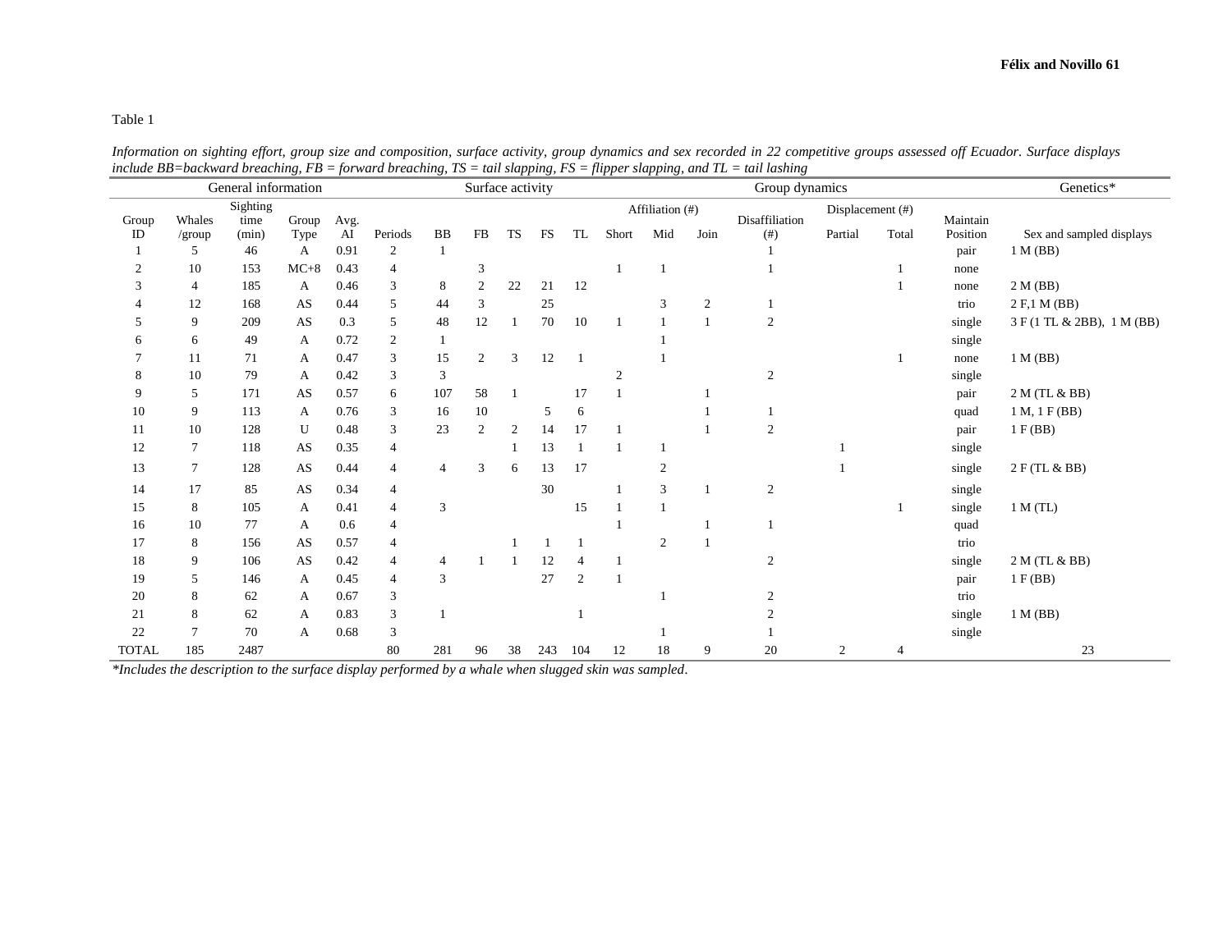Table 1

*Information on sighting effort, group size and composition, surface activity, group dynamics and sex recorded in 22 competitive groups assessed off Ecuador. Surface displays include BB=backward breaching, FB = forward breaching, TS = tail slapping, FS = flipper slapping, and TL = tail lashing*

| General information | | | | | Surface activity | | | | | | Group dynamics | | | | | | | Genetics* |
|---|---|---|---|---|---|---|---|---|---|---|---|---|---|---|---|---|---|---|
| | | | | | | | | | | | Affiliation (#) | | | | Displacement (#) | | | |
| Group ID | Whales /group | Sighting time (min) | Group Type | Avg. AI | Periods | BB | FB | TS | FS | TL | Short | Mid | Join | Disaffiliation (#) | Partial | Total | Maintain Position | Sex and sampled displays |
| 1 | 5 | 46 | A | 0.91 | 2 | 1 | | | | | | | | 1 | | | pair | 1 M (BB) |
| 2 | 10 | 153 | MC+8 | 0.43 | 4 | | 3 | | | | 1 | 1 | | 1 | | 1 | none | |
| 3 | 4 | 185 | A | 0.46 | 3 | 8 | 2 | 22 | 21 | 12 | | | | | | 1 | none | 2 M (BB) |
| 4 | 12 | 168 | AS | 0.44 | 5 | 44 | 3 | | 25 | | | 3 | 2 | 1 | | | trio | 2 F,1 M (BB) |
| 5 | 9 | 209 | AS | 0.3 | 5 | 48 | 12 | 1 | 70 | 10 | 1 | 1 | 1 | 2 | | | single | 3 F (1 TL & 2BB), 1 M (BB) |
| 6 | 6 | 49 | A | 0.72 | 2 | 1 | | | | | | 1 | | | | | single | |
| 7 | 11 | 71 | A | 0.47 | 3 | 15 | 2 | 3 | 12 | 1 | | 1 | | | | 1 | none | 1 M (BB) |
| 8 | 10 | 79 | A | 0.42 | 3 | 3 | | | | | 2 | | | 2 | | | single | |
| 9 | 5 | 171 | AS | 0.57 | 6 | 107 | 58 | 1 | | 17 | 1 | | 1 | | | | pair | 2 M (TL & BB) |
| 10 | 9 | 113 | A | 0.76 | 3 | 16 | 10 | | 5 | 6 | | | 1 | 1 | | | quad | 1 M, 1 F (BB) |
| 11 | 10 | 128 | U | 0.48 | 3 | 23 | 2 | 2 | 14 | 17 | 1 | | 1 | 2 | | | pair | 1 F (BB) |
| 12 | 7 | 118 | AS | 0.35 | 4 | | | 1 | 13 | 1 | 1 | 1 | | | 1 | | single | |
| 13 | 7 | 128 | AS | 0.44 | 4 | 4 | 3 | 6 | 13 | 17 | | 2 | | | 1 | | single | 2 F (TL & BB) |
| 14 | 17 | 85 | AS | 0.34 | 4 | | | | 30 | | 1 | 3 | 1 | 2 | | | single | |
| 15 | 8 | 105 | A | 0.41 | 4 | 3 | | | | 15 | 1 | 1 | | | | 1 | single | 1 M (TL) |
| 16 | 10 | 77 | A | 0.6 | 4 | | | | | | 1 | | 1 | 1 | | | quad | |
| 17 | 8 | 156 | AS | 0.57 | 4 | | | 1 | 1 | 1 | | 2 | 1 | | | | trio | |
| 18 | 9 | 106 | AS | 0.42 | 4 | 4 | 1 | 1 | 12 | 4 | 1 | | | 2 | | | single | 2 M (TL & BB) |
| 19 | 5 | 146 | A | 0.45 | 4 | 3 | | | 27 | 2 | 1 | | | | | | pair | 1 F (BB) |
| 20 | 8 | 62 | A | 0.67 | 3 | | | | | | | 1 | | 2 | | | trio | |
| 21 | 8 | 62 | A | 0.83 | 3 | 1 | | | | 1 | | | | 2 | | | single | 1 M (BB) |
| 22 | 7 | 70 | A | 0.68 | 3 | | | | | | | 1 | | 1 | | | single | |
| TOTAL | 185 | 2487 | | | 80 | 281 | 96 | 38 | 243 | 104 | 12 | 18 | 9 | 20 | 2 | 4 | | 23 |

*\*Includes the description to the surface display performed by a whale when slugged skin was sampled.*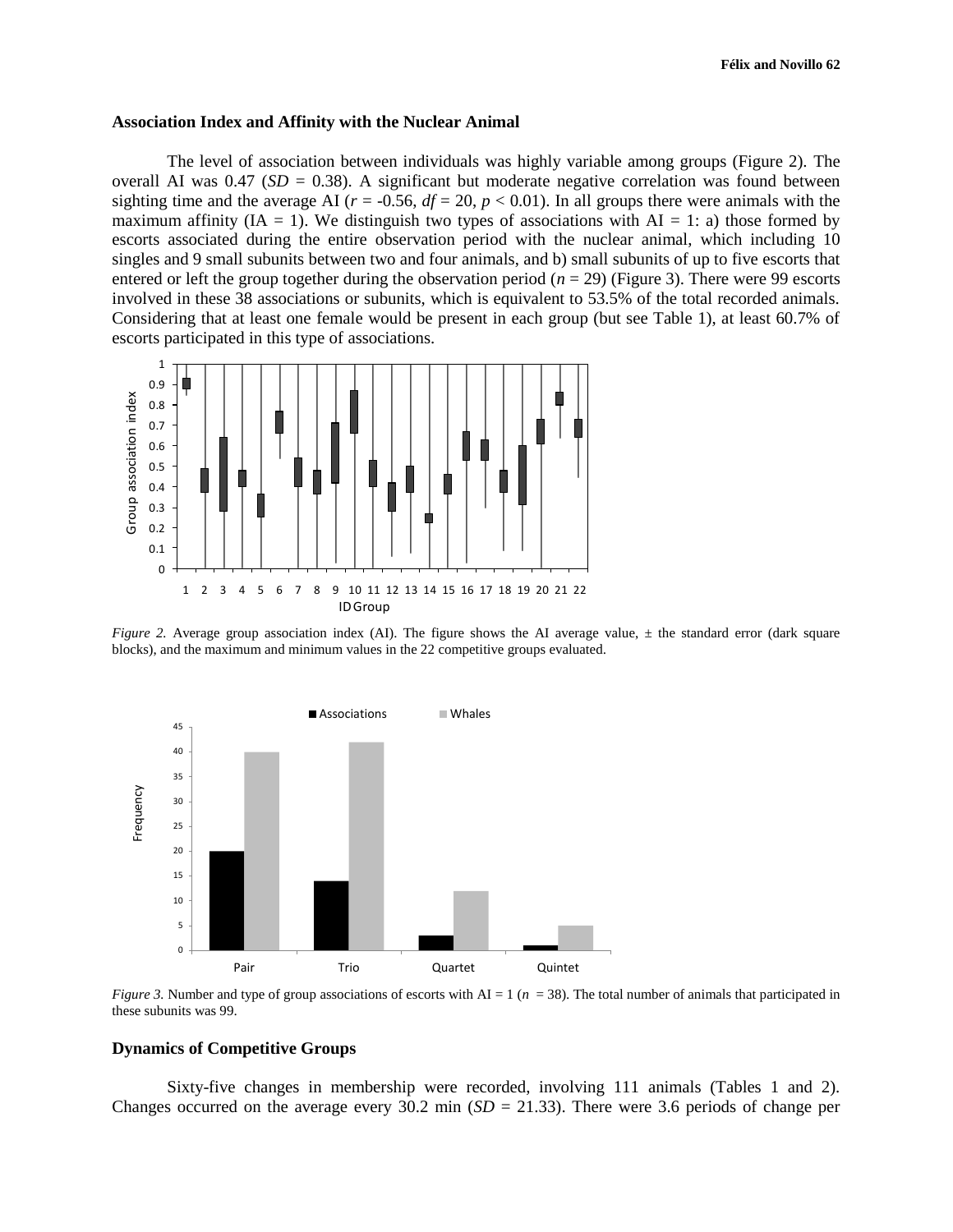### Association Index and Affinity with the Nuclear Animal

The level of association between individuals was highly variable among groups (Figure 2). The overall AI was 0.47 (*SD* = 0.38). A significant but moderate negative correlation was found between sighting time and the average AI ($r = -0.56$, $df = 20$, $p < 0.01$). In all groups there were animals with the maximum affinity (IA = 1). We distinguish two types of associations with AI = 1: a) those formed by escorts associated during the entire observation period with the nuclear animal, which including 10 singles and 9 small subunits between two and four animals, and b) small subunits of up to five escorts that entered or left the group together during the observation period ($n = 29$) (Figure 3). There were 99 escorts involved in these 38 associations or subunits, which is equivalent to 53.5% of the total recorded animals. Considering that at least one female would be present in each group (but see Table 1), at least 60.7% of escorts participated in this type of associations.

*Figure 2.* Average group association index (AI). The figure shows the AI average value, ± the standard error (dark square blocks), and the maximum and minimum values in the 22 competitive groups evaluated.

*Figure 3.* Number and type of group associations of escorts with AI = 1 ($n = 38$). The total number of animals that participated in these subunits was 99.

### Dynamics of Competitive Groups

Sixty-five changes in membership were recorded, involving 111 animals (Tables 1 and 2). Changes occurred on the average every 30.2 min (*SD* = 21.33). There were 3.6 periods of change per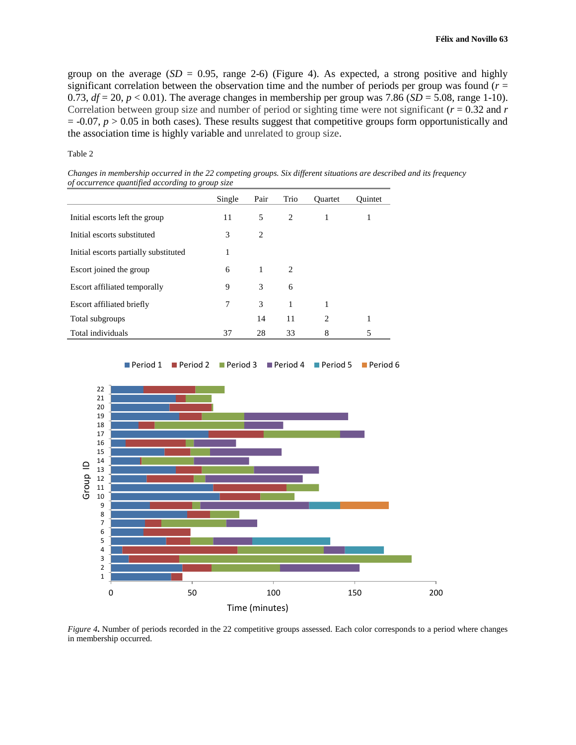group on the average ($SD$ = 0.95, range 2-6) (Figure 4). As expected, a strong positive and highly significant correlation between the observation time and the number of periods per group was found ($r$ = 0.73, $df$ = 20, $p < 0.01$). The average changes in membership per group was 7.86 ($SD$ = 5.08, range 1-10). Correlation between group size and number of period or sighting time were not significant ($r$ = 0.32 and $r$ = -0.07, $p > 0.05$ in both cases). These results suggest that competitive groups form opportunistically and the association time is highly variable and unrelated to group size.

Table 2

*Changes in membership occurred in the 22 competing groups. Six different situations are described and its frequency of occurrence quantified according to group size*

| | Single | Pair | Trio | Quartet | Quintet |
|---|---|---|---|---|---|
| Initial escorts left the group | 11 | 5 | 2 | 1 | 1 |
| Initial escorts substituted | 3 | 2 | | | |
| Initial escorts partially substituted | 1 | | | | |
| Escort joined the group | 6 | 1 | 2 | | |
| Escort affiliated temporally | 9 | 3 | 6 | | |
| Escort affiliated briefly | 7 | 3 | 1 | 1 | |
| Total subgroups | | 14 | 11 | 2 | 1 |
| Total individuals | 37 | 28 | 33 | 8 | 5 |

*Figure 4.* Number of periods recorded in the 22 competitive groups assessed. Each color corresponds to a period where changes in membership occurred.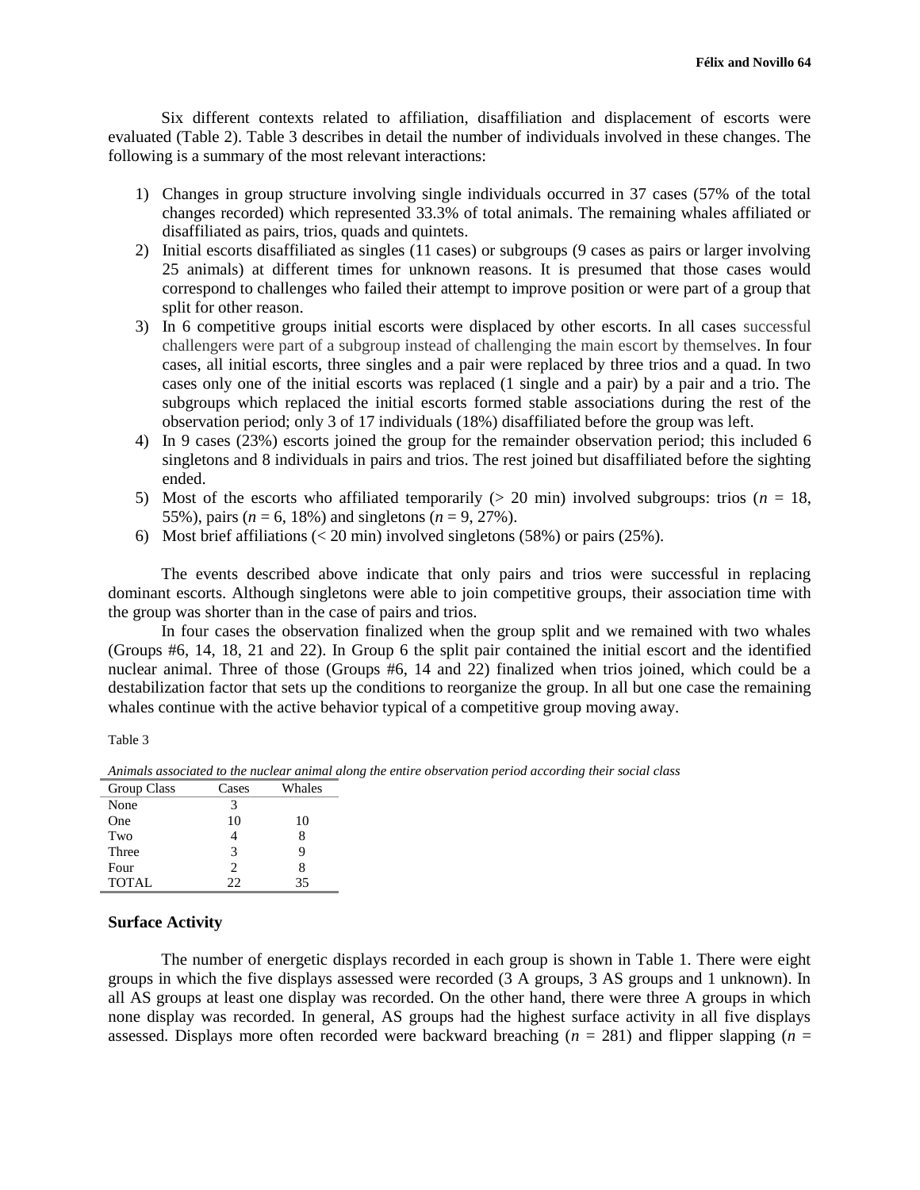Six different contexts related to affiliation, disaffiliation and displacement of escorts were evaluated (Table 2). Table 3 describes in detail the number of individuals involved in these changes. The following is a summary of the most relevant interactions:

1) Changes in group structure involving single individuals occurred in 37 cases (57% of the total changes recorded) which represented 33.3% of total animals. The remaining whales affiliated or disaffiliated as pairs, trios, quads and quintets.
2) Initial escorts disaffiliated as singles (11 cases) or subgroups (9 cases as pairs or larger involving 25 animals) at different times for unknown reasons. It is presumed that those cases would correspond to challenges who failed their attempt to improve position or were part of a group that split for other reason.
3) In 6 competitive groups initial escorts were displaced by other escorts. In all cases successful challengers were part of a subgroup instead of challenging the main escort by themselves. In four cases, all initial escorts, three singles and a pair were replaced by three trios and a quad. In two cases only one of the initial escorts was replaced (1 single and a pair) by a pair and a trio. The subgroups which replaced the initial escorts formed stable associations during the rest of the observation period; only 3 of 17 individuals (18%) disaffiliated before the group was left.
4) In 9 cases (23%) escorts joined the group for the remainder observation period; this included 6 singletons and 8 individuals in pairs and trios. The rest joined but disaffiliated before the sighting ended.
5) Most of the escorts who affiliated temporarily (> 20 min) involved subgroups: trios ($n$ = 18, 55%), pairs ($n$ = 6, 18%) and singletons ($n$ = 9, 27%).
6) Most brief affiliations (< 20 min) involved singletons (58%) or pairs (25%).

The events described above indicate that only pairs and trios were successful in replacing dominant escorts. Although singletons were able to join competitive groups, their association time with the group was shorter than in the case of pairs and trios.

In four cases the observation finalized when the group split and we remained with two whales (Groups #6, 14, 18, 21 and 22). In Group 6 the split pair contained the initial escort and the identified nuclear animal. Three of those (Groups #6, 14 and 22) finalized when trios joined, which could be a destabilization factor that sets up the conditions to reorganize the group. In all but one case the remaining whales continue with the active behavior typical of a competitive group moving away.

Table 3

*Animals associated to the nuclear animal along the entire observation period according their social class*

| Group Class | Cases | Whales |
|---|---|---|
| None | 3 | |
| One | 10 | 10 |
| Two | 4 | 8 |
| Three | 3 | 9 |
| Four | 2 | 8 |
| TOTAL | 22 | 35 |

## Surface Activity

The number of energetic displays recorded in each group is shown in Table 1. There were eight groups in which the five displays assessed were recorded (3 A groups, 3 AS groups and 1 unknown). In all AS groups at least one display was recorded. On the other hand, there were three A groups in which none display was recorded. In general, AS groups had the highest surface activity in all five displays assessed. Displays more often recorded were backward breaching ($n$ = 281) and flipper slapping ($n$ =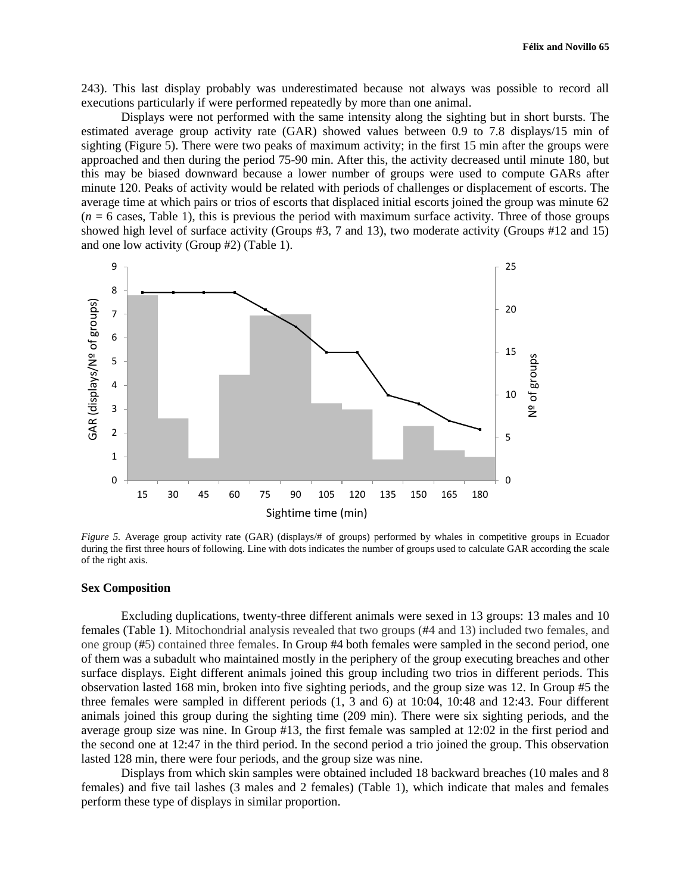243). This last display probably was underestimated because not always was possible to record all executions particularly if were performed repeatedly by more than one animal.

Displays were not performed with the same intensity along the sighting but in short bursts. The estimated average group activity rate (GAR) showed values between 0.9 to 7.8 displays/15 min of sighting (Figure 5). There were two peaks of maximum activity; in the first 15 min after the groups were approached and then during the period 75-90 min. After this, the activity decreased until minute 180, but this may be biased downward because a lower number of groups were used to compute GARs after minute 120. Peaks of activity would be related with periods of challenges or displacement of escorts. The average time at which pairs or trios of escorts that displaced initial escorts joined the group was minute 62 ($n$ = 6 cases, Table 1), this is previous the period with maximum surface activity. Three of those groups showed high level of surface activity (Groups #3, 7 and 13), two moderate activity (Groups #12 and 15) and one low activity (Group #2) (Table 1).

*Figure 5.* Average group activity rate (GAR) (displays/# of groups) performed by whales in competitive groups in Ecuador during the first three hours of following. Line with dots indicates the number of groups used to calculate GAR according the scale of the right axis.

## Sex Composition

Excluding duplications, twenty-three different animals were sexed in 13 groups: 13 males and 10 females (Table 1). Mitochondrial analysis revealed that two groups (#4 and 13) included two females, and one group (#5) contained three females. In Group #4 both females were sampled in the second period, one of them was a subadult who maintained mostly in the periphery of the group executing breaches and other surface displays. Eight different animals joined this group including two trios in different periods. This observation lasted 168 min, broken into five sighting periods, and the group size was 12. In Group #5 the three females were sampled in different periods (1, 3 and 6) at 10:04, 10:48 and 12:43. Four different animals joined this group during the sighting time (209 min). There were six sighting periods, and the average group size was nine. In Group #13, the first female was sampled at 12:02 in the first period and the second one at 12:47 in the third period. In the second period a trio joined the group. This observation lasted 128 min, there were four periods, and the group size was nine.

Displays from which skin samples were obtained included 18 backward breaches (10 males and 8 females) and five tail lashes (3 males and 2 females) (Table 1), which indicate that males and females perform these type of displays in similar proportion.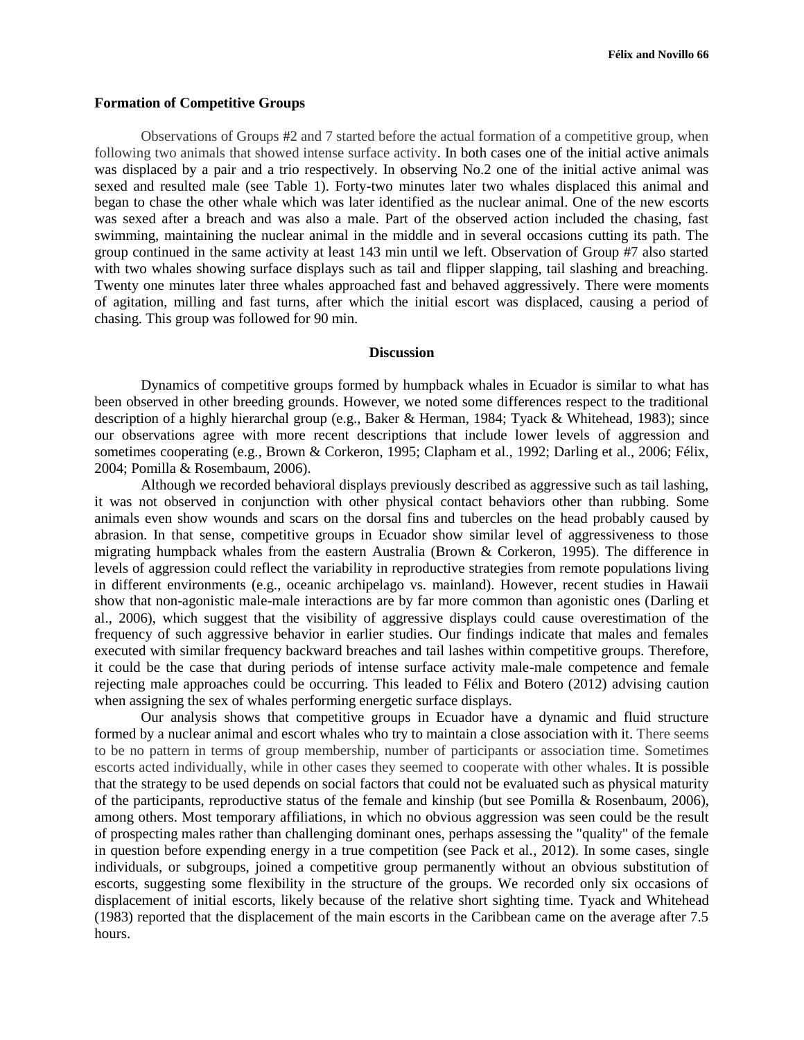**Formation of Competitive Groups**

Observations of Groups #2 and 7 started before the actual formation of a competitive group, when following two animals that showed intense surface activity. In both cases one of the initial active animals was displaced by a pair and a trio respectively. In observing No.2 one of the initial active animal was sexed and resulted male (see Table 1). Forty-two minutes later two whales displaced this animal and began to chase the other whale which was later identified as the nuclear animal. One of the new escorts was sexed after a breach and was also a male. Part of the observed action included the chasing, fast swimming, maintaining the nuclear animal in the middle and in several occasions cutting its path. The group continued in the same activity at least 143 min until we left. Observation of Group #7 also started with two whales showing surface displays such as tail and flipper slapping, tail slashing and breaching. Twenty one minutes later three whales approached fast and behaved aggressively. There were moments of agitation, milling and fast turns, after which the initial escort was displaced, causing a period of chasing. This group was followed for 90 min.

## Discussion

Dynamics of competitive groups formed by humpback whales in Ecuador is similar to what has been observed in other breeding grounds. However, we noted some differences respect to the traditional description of a highly hierarchal group (e.g., Baker & Herman, 1984; Tyack & Whitehead, 1983); since our observations agree with more recent descriptions that include lower levels of aggression and sometimes cooperating (e.g., Brown & Corkeron, 1995; Clapham et al., 1992; Darling et al., 2006; Félix, 2004; Pomilla & Rosembaum, 2006).

Although we recorded behavioral displays previously described as aggressive such as tail lashing, it was not observed in conjunction with other physical contact behaviors other than rubbing. Some animals even show wounds and scars on the dorsal fins and tubercles on the head probably caused by abrasion. In that sense, competitive groups in Ecuador show similar level of aggressiveness to those migrating humpback whales from the eastern Australia (Brown & Corkeron, 1995). The difference in levels of aggression could reflect the variability in reproductive strategies from remote populations living in different environments (e.g., oceanic archipelago vs. mainland). However, recent studies in Hawaii show that non-agonistic male-male interactions are by far more common than agonistic ones (Darling et al., 2006), which suggest that the visibility of aggressive displays could cause overestimation of the frequency of such aggressive behavior in earlier studies. Our findings indicate that males and females executed with similar frequency backward breaches and tail lashes within competitive groups. Therefore, it could be the case that during periods of intense surface activity male-male competence and female rejecting male approaches could be occurring. This leaded to Félix and Botero (2012) advising caution when assigning the sex of whales performing energetic surface displays.

Our analysis shows that competitive groups in Ecuador have a dynamic and fluid structure formed by a nuclear animal and escort whales who try to maintain a close association with it. There seems to be no pattern in terms of group membership, number of participants or association time. Sometimes escorts acted individually, while in other cases they seemed to cooperate with other whales. It is possible that the strategy to be used depends on social factors that could not be evaluated such as physical maturity of the participants, reproductive status of the female and kinship (but see Pomilla & Rosenbaum, 2006), among others. Most temporary affiliations, in which no obvious aggression was seen could be the result of prospecting males rather than challenging dominant ones, perhaps assessing the "quality" of the female in question before expending energy in a true competition (see Pack et al., 2012). In some cases, single individuals, or subgroups, joined a competitive group permanently without an obvious substitution of escorts, suggesting some flexibility in the structure of the groups. We recorded only six occasions of displacement of initial escorts, likely because of the relative short sighting time. Tyack and Whitehead (1983) reported that the displacement of the main escorts in the Caribbean came on the average after 7.5 hours.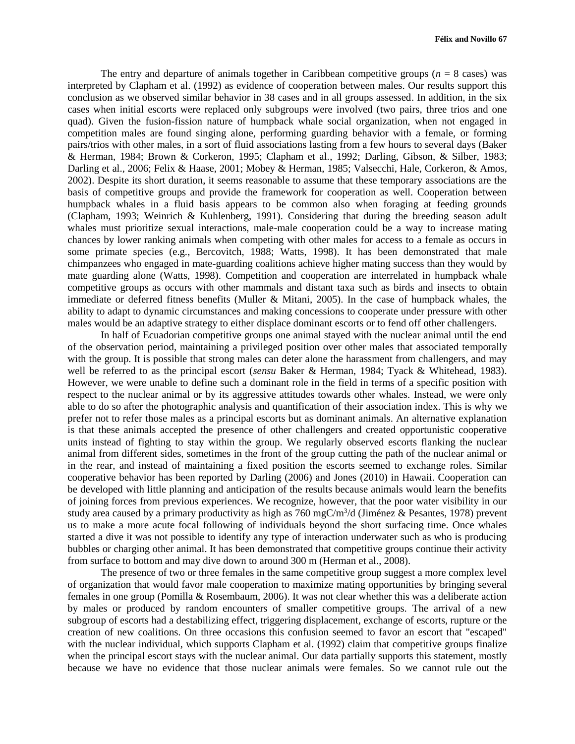The entry and departure of animals together in Caribbean competitive groups ($n$ = 8 cases) was interpreted by Clapham et al. (1992) as evidence of cooperation between males. Our results support this conclusion as we observed similar behavior in 38 cases and in all groups assessed. In addition, in the six cases when initial escorts were replaced only subgroups were involved (two pairs, three trios and one quad). Given the fusion-fission nature of humpback whale social organization, when not engaged in competition males are found singing alone, performing guarding behavior with a female, or forming pairs/trios with other males, in a sort of fluid associations lasting from a few hours to several days (Baker & Herman, 1984; Brown & Corkeron, 1995; Clapham et al., 1992; Darling, Gibson, & Silber, 1983; Darling et al., 2006; Felix & Haase, 2001; Mobey & Herman, 1985; Valsecchi, Hale, Corkeron, & Amos, 2002). Despite its short duration, it seems reasonable to assume that these temporary associations are the basis of competitive groups and provide the framework for cooperation as well. Cooperation between humpback whales in a fluid basis appears to be common also when foraging at feeding grounds (Clapham, 1993; Weinrich & Kuhlenberg, 1991). Considering that during the breeding season adult whales must prioritize sexual interactions, male-male cooperation could be a way to increase mating chances by lower ranking animals when competing with other males for access to a female as occurs in some primate species (e.g., Bercovitch, 1988; Watts, 1998). It has been demonstrated that male chimpanzees who engaged in mate-guarding coalitions achieve higher mating success than they would by mate guarding alone (Watts, 1998). Competition and cooperation are interrelated in humpback whale competitive groups as occurs with other mammals and distant taxa such as birds and insects to obtain immediate or deferred fitness benefits (Muller & Mitani, 2005). In the case of humpback whales, the ability to adapt to dynamic circumstances and making concessions to cooperate under pressure with other males would be an adaptive strategy to either displace dominant escorts or to fend off other challengers.

In half of Ecuadorian competitive groups one animal stayed with the nuclear animal until the end of the observation period, maintaining a privileged position over other males that associated temporally with the group. It is possible that strong males can deter alone the harassment from challengers, and may well be referred to as the principal escort (*sensu* Baker & Herman, 1984; Tyack & Whitehead, 1983). However, we were unable to define such a dominant role in the field in terms of a specific position with respect to the nuclear animal or by its aggressive attitudes towards other whales. Instead, we were only able to do so after the photographic analysis and quantification of their association index. This is why we prefer not to refer those males as a principal escorts but as dominant animals. An alternative explanation is that these animals accepted the presence of other challengers and created opportunistic cooperative units instead of fighting to stay within the group. We regularly observed escorts flanking the nuclear animal from different sides, sometimes in the front of the group cutting the path of the nuclear animal or in the rear, and instead of maintaining a fixed position the escorts seemed to exchange roles. Similar cooperative behavior has been reported by Darling (2006) and Jones (2010) in Hawaii. Cooperation can be developed with little planning and anticipation of the results because animals would learn the benefits of joining forces from previous experiences. We recognize, however, that the poor water visibility in our study area caused by a primary productivity as high as 760 mgC/m$^3$/d (Jiménez & Pesantes, 1978) prevent us to make a more acute focal following of individuals beyond the short surfacing time. Once whales started a dive it was not possible to identify any type of interaction underwater such as who is producing bubbles or charging other animal. It has been demonstrated that competitive groups continue their activity from surface to bottom and may dive down to around 300 m (Herman et al., 2008).

The presence of two or three females in the same competitive group suggest a more complex level of organization that would favor male cooperation to maximize mating opportunities by bringing several females in one group (Pomilla & Rosembaum, 2006). It was not clear whether this was a deliberate action by males or produced by random encounters of smaller competitive groups. The arrival of a new subgroup of escorts had a destabilizing effect, triggering displacement, exchange of escorts, rupture or the creation of new coalitions. On three occasions this confusion seemed to favor an escort that "escaped" with the nuclear individual, which supports Clapham et al. (1992) claim that competitive groups finalize when the principal escort stays with the nuclear animal. Our data partially supports this statement, mostly because we have no evidence that those nuclear animals were females. So we cannot rule out the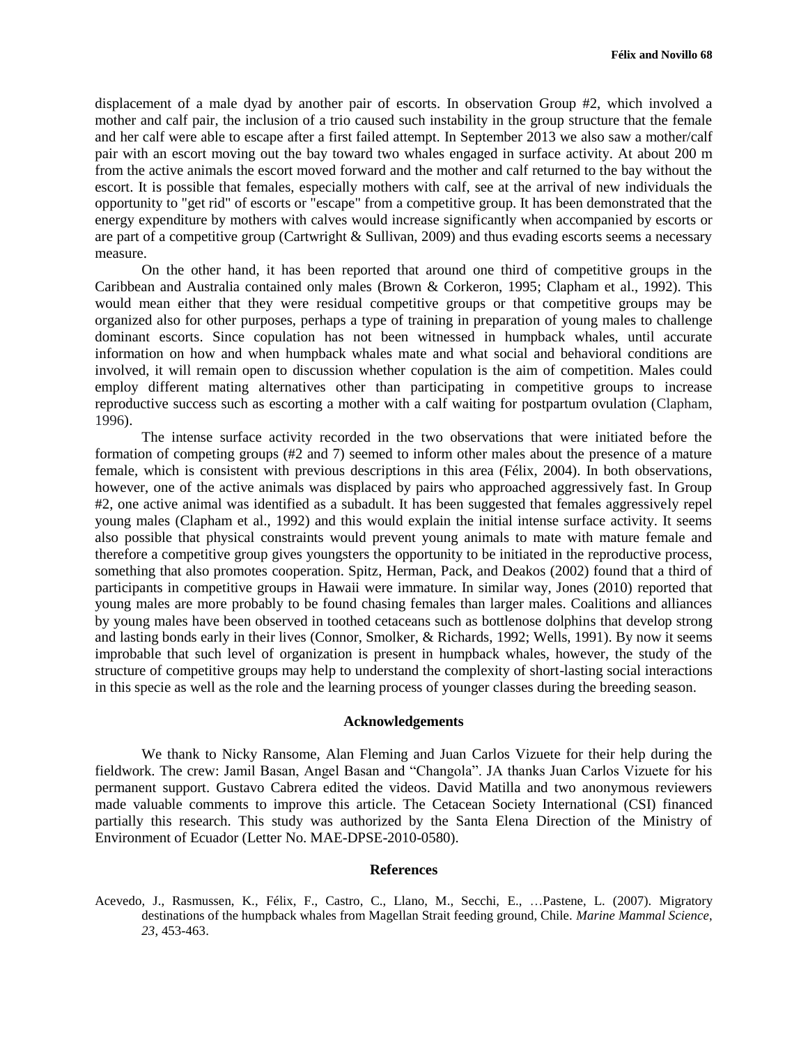displacement of a male dyad by another pair of escorts. In observation Group #2, which involved a mother and calf pair, the inclusion of a trio caused such instability in the group structure that the female and her calf were able to escape after a first failed attempt. In September 2013 we also saw a mother/calf pair with an escort moving out the bay toward two whales engaged in surface activity. At about 200 m from the active animals the escort moved forward and the mother and calf returned to the bay without the escort. It is possible that females, especially mothers with calf, see at the arrival of new individuals the opportunity to "get rid" of escorts or "escape" from a competitive group. It has been demonstrated that the energy expenditure by mothers with calves would increase significantly when accompanied by escorts or are part of a competitive group (Cartwright & Sullivan, 2009) and thus evading escorts seems a necessary measure.

On the other hand, it has been reported that around one third of competitive groups in the Caribbean and Australia contained only males (Brown & Corkeron, 1995; Clapham et al., 1992). This would mean either that they were residual competitive groups or that competitive groups may be organized also for other purposes, perhaps a type of training in preparation of young males to challenge dominant escorts. Since copulation has not been witnessed in humpback whales, until accurate information on how and when humpback whales mate and what social and behavioral conditions are involved, it will remain open to discussion whether copulation is the aim of competition. Males could employ different mating alternatives other than participating in competitive groups to increase reproductive success such as escorting a mother with a calf waiting for postpartum ovulation (Clapham, 1996).

The intense surface activity recorded in the two observations that were initiated before the formation of competing groups (#2 and 7) seemed to inform other males about the presence of a mature female, which is consistent with previous descriptions in this area (Félix, 2004). In both observations, however, one of the active animals was displaced by pairs who approached aggressively fast. In Group #2, one active animal was identified as a subadult. It has been suggested that females aggressively repel young males (Clapham et al., 1992) and this would explain the initial intense surface activity. It seems also possible that physical constraints would prevent young animals to mate with mature female and therefore a competitive group gives youngsters the opportunity to be initiated in the reproductive process, something that also promotes cooperation. Spitz, Herman, Pack, and Deakos (2002) found that a third of participants in competitive groups in Hawaii were immature. In similar way, Jones (2010) reported that young males are more probably to be found chasing females than larger males. Coalitions and alliances by young males have been observed in toothed cetaceans such as bottlenose dolphins that develop strong and lasting bonds early in their lives (Connor, Smolker, & Richards, 1992; Wells, 1991). By now it seems improbable that such level of organization is present in humpback whales, however, the study of the structure of competitive groups may help to understand the complexity of short-lasting social interactions in this specie as well as the role and the learning process of younger classes during the breeding season.

## Acknowledgements

We thank to Nicky Ransome, Alan Fleming and Juan Carlos Vizuete for their help during the fieldwork. The crew: Jamil Basan, Angel Basan and "Changola". JA thanks Juan Carlos Vizuete for his permanent support. Gustavo Cabrera edited the videos. David Matilla and two anonymous reviewers made valuable comments to improve this article. The Cetacean Society International (CSI) financed partially this research. This study was authorized by the Santa Elena Direction of the Ministry of Environment of Ecuador (Letter No. MAE-DPSE-2010-0580).

## References

Acevedo, J., Rasmussen, K., Félix, F., Castro, C., Llano, M., Secchi, E., …Pastene, L. (2007). Migratory destinations of the humpback whales from Magellan Strait feeding ground, Chile. *Marine Mammal Science*, *23*, 453-463.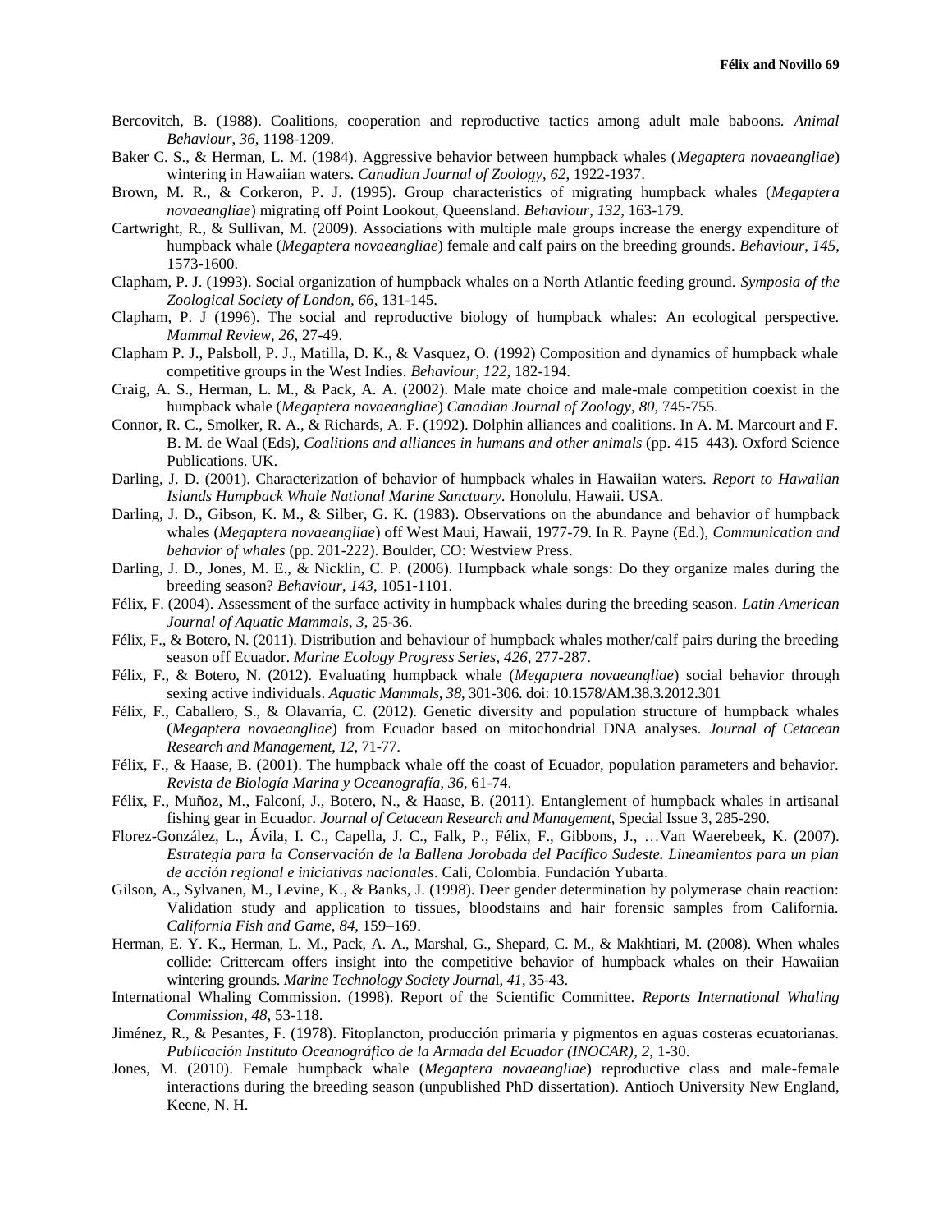Bercovitch, B. (1988). Coalitions, cooperation and reproductive tactics among adult male baboons. *Animal Behaviour*, *36*, 1198-1209.

Baker C. S., & Herman, L. M. (1984). Aggressive behavior between humpback whales (*Megaptera novaeangliae*) wintering in Hawaiian waters. *Canadian Journal of Zoology*, *62*, 1922-1937.

Brown, M. R., & Corkeron, P. J. (1995). Group characteristics of migrating humpback whales (*Megaptera novaeangliae*) migrating off Point Lookout, Queensland. *Behaviour*, *132*, 163-179.

Cartwright, R., & Sullivan, M. (2009). Associations with multiple male groups increase the energy expenditure of humpback whale (*Megaptera novaeangliae*) female and calf pairs on the breeding grounds. *Behaviour*, *145*, 1573-1600.

Clapham, P. J. (1993). Social organization of humpback whales on a North Atlantic feeding ground. *Symposia of the Zoological Society of London, 66*, 131-145.

Clapham, P. J (1996). The social and reproductive biology of humpback whales: An ecological perspective. *Mammal Review*, *26*, 27-49.

Clapham P. J., Palsboll, P. J., Matilla, D. K., & Vasquez, O. (1992) Composition and dynamics of humpback whale competitive groups in the West Indies. *Behaviour*, *122*, 182-194.

Craig, A. S., Herman, L. M., & Pack, A. A. (2002). Male mate choice and male-male competition coexist in the humpback whale (*Megaptera novaeangliae*) *Canadian Journal of Zoology*, *80*, 745-755.

Connor, R. C., Smolker, R. A., & Richards, A. F. (1992). Dolphin alliances and coalitions. In A. M. Marcourt and F. B. M. de Waal (Eds), *Coalitions and alliances in humans and other animals* (pp. 415–443). Oxford Science Publications. UK.

Darling, J. D. (2001). Characterization of behavior of humpback whales in Hawaiian waters. *Report to Hawaiian Islands Humpback Whale National Marine Sanctuary*. Honolulu, Hawaii. USA.

Darling, J. D., Gibson, K. M., & Silber, G. K. (1983). Observations on the abundance and behavior of humpback whales (*Megaptera novaeangliae*) off West Maui, Hawaii, 1977-79. In R. Payne (Ed.), *Communication and behavior of whales* (pp. 201-222). Boulder, CO: Westview Press.

Darling, J. D., Jones, M. E., & Nicklin, C. P. (2006). Humpback whale songs: Do they organize males during the breeding season? *Behaviour*, *143*, 1051-1101.

Félix, F. (2004). Assessment of the surface activity in humpback whales during the breeding season. *Latin American Journal of Aquatic Mammals*, *3*, 25-36.

Félix, F., & Botero, N. (2011). Distribution and behaviour of humpback whales mother/calf pairs during the breeding season off Ecuador. *Marine Ecology Progress Series*, *426*, 277-287.

Félix, F., & Botero, N. (2012). Evaluating humpback whale (*Megaptera novaeangliae*) social behavior through sexing active individuals. *Aquatic Mammals*, *38*, 301-306. doi: 10.1578/AM.38.3.2012.301

Félix, F., Caballero, S., & Olavarría, C. (2012). Genetic diversity and population structure of humpback whales (*Megaptera novaeangliae*) from Ecuador based on mitochondrial DNA analyses. *Journal of Cetacean Research and Management, 12*, 71-77.

Félix, F., & Haase, B. (2001). The humpback whale off the coast of Ecuador, population parameters and behavior. *Revista de Biología Marina y Oceanografía*, *36*, 61-74.

Félix, F., Muñoz, M., Falconí, J., Botero, N., & Haase, B. (2011). Entanglement of humpback whales in artisanal fishing gear in Ecuador. *Journal of Cetacean Research and Management*, Special Issue 3, 285-290.

Florez-González, L., Ávila, I. C., Capella, J. C., Falk, P., Félix, F., Gibbons, J., …Van Waerebeek, K. (2007). *Estrategia para la Conservación de la Ballena Jorobada del Pacífico Sudeste. Lineamientos para un plan de acción regional e iniciativas nacionales*. Cali, Colombia. Fundación Yubarta.

Gilson, A., Sylvanen, M., Levine, K., & Banks, J. (1998). Deer gender determination by polymerase chain reaction: Validation study and application to tissues, bloodstains and hair forensic samples from California. *California Fish and Game*, *84*, 159–169.

Herman, E. Y. K., Herman, L. M., Pack, A. A., Marshal, G., Shepard, C. M., & Makhtiari, M. (2008). When whales collide: Crittercam offers insight into the competitive behavior of humpback whales on their Hawaiian wintering grounds. *Marine Technology Society Journa*l, *41*, 35-43.

International Whaling Commission. (1998). Report of the Scientific Committee. *Reports International Whaling Commission*, *48*, 53-118.

Jiménez, R., & Pesantes, F. (1978). Fitoplancton, producción primaria y pigmentos en aguas costeras ecuatorianas. *Publicación Instituto Oceanográfico de la Armada del Ecuador (INOCAR)*, *2*, 1-30.

Jones, M. (2010). Female humpback whale (*Megaptera novaeangliae*) reproductive class and male-female interactions during the breeding season (unpublished PhD dissertation). Antioch University New England, Keene, N. H.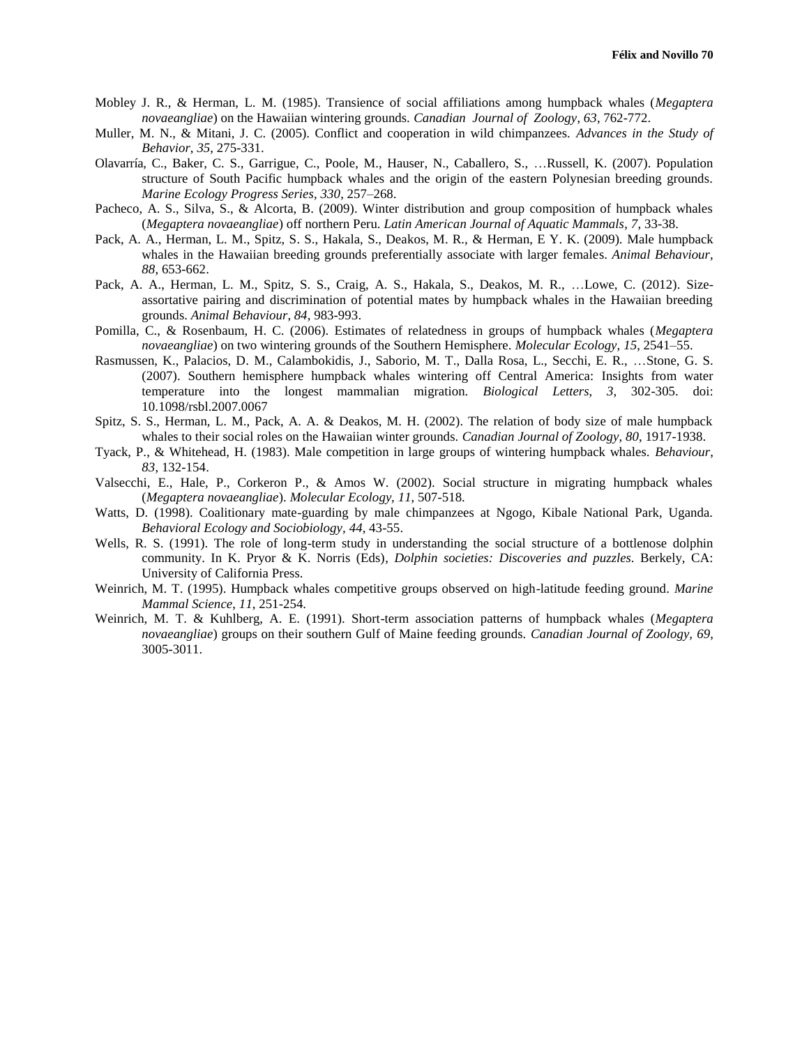Mobley J. R., & Herman, L. M. (1985). Transience of social affiliations among humpback whales (*Megaptera novaeangliae*) on the Hawaiian wintering grounds. *Canadian Journal of Zoology*, *63*, 762-772.

Muller, M. N., & Mitani, J. C. (2005). Conflict and cooperation in wild chimpanzees. *Advances in the Study of Behavior*, *35*, 275-331.

Olavarría, C., Baker, C. S., Garrigue, C., Poole, M., Hauser, N., Caballero, S., …Russell, K. (2007). Population structure of South Pacific humpback whales and the origin of the eastern Polynesian breeding grounds. *Marine Ecology Progress Series*, *330*, 257–268.

Pacheco, A. S., Silva, S., & Alcorta, B. (2009). Winter distribution and group composition of humpback whales (*Megaptera novaeangliae*) off northern Peru. *Latin American Journal of Aquatic Mammals*, *7*, 33-38.

Pack, A. A., Herman, L. M., Spitz, S. S., Hakala, S., Deakos, M. R., & Herman, E Y. K. (2009). Male humpback whales in the Hawaiian breeding grounds preferentially associate with larger females. *Animal Behaviour*, *88*, 653-662.

Pack, A. A., Herman, L. M., Spitz, S. S., Craig, A. S., Hakala, S., Deakos, M. R., …Lowe, C. (2012). Size-assortative pairing and discrimination of potential mates by humpback whales in the Hawaiian breeding grounds. *Animal Behaviour*, *84*, 983-993.

Pomilla, C., & Rosenbaum, H. C. (2006). Estimates of relatedness in groups of humpback whales (*Megaptera novaeangliae*) on two wintering grounds of the Southern Hemisphere. *Molecular Ecology*, *15*, 2541–55.

Rasmussen, K., Palacios, D. M., Calambokidis, J., Saborio, M. T., Dalla Rosa, L., Secchi, E. R., …Stone, G. S. (2007). Southern hemisphere humpback whales wintering off Central America: Insights from water temperature into the longest mammalian migration. *Biological Letters*, *3*, 302-305. doi: 10.1098/rsbl.2007.0067

Spitz, S. S., Herman, L. M., Pack, A. A. & Deakos, M. H. (2002). The relation of body size of male humpback whales to their social roles on the Hawaiian winter grounds. *Canadian Journal of Zoology*, *80*, 1917-1938.

Tyack, P., & Whitehead, H. (1983). Male competition in large groups of wintering humpback whales. *Behaviour*, *83*, 132-154.

Valsecchi, E., Hale, P., Corkeron P., & Amos W. (2002). Social structure in migrating humpback whales (*Megaptera novaeangliae*). *Molecular Ecology*, *11*, 507-518.

Watts, D. (1998). Coalitionary mate-guarding by male chimpanzees at Ngogo, Kibale National Park, Uganda. *Behavioral Ecology and Sociobiology*, *44*, 43-55.

Wells, R. S. (1991). The role of long-term study in understanding the social structure of a bottlenose dolphin community. In K. Pryor & K. Norris (Eds), *Dolphin societies: Discoveries and puzzles*. Berkely, CA: University of California Press.

Weinrich, M. T. (1995). Humpback whales competitive groups observed on high-latitude feeding ground. *Marine Mammal Science*, *11*, 251-254.

Weinrich, M. T. & Kuhlberg, A. E. (1991). Short-term association patterns of humpback whales (*Megaptera novaeangliae*) groups on their southern Gulf of Maine feeding grounds. *Canadian Journal of Zoology*, *69*, 3005-3011.